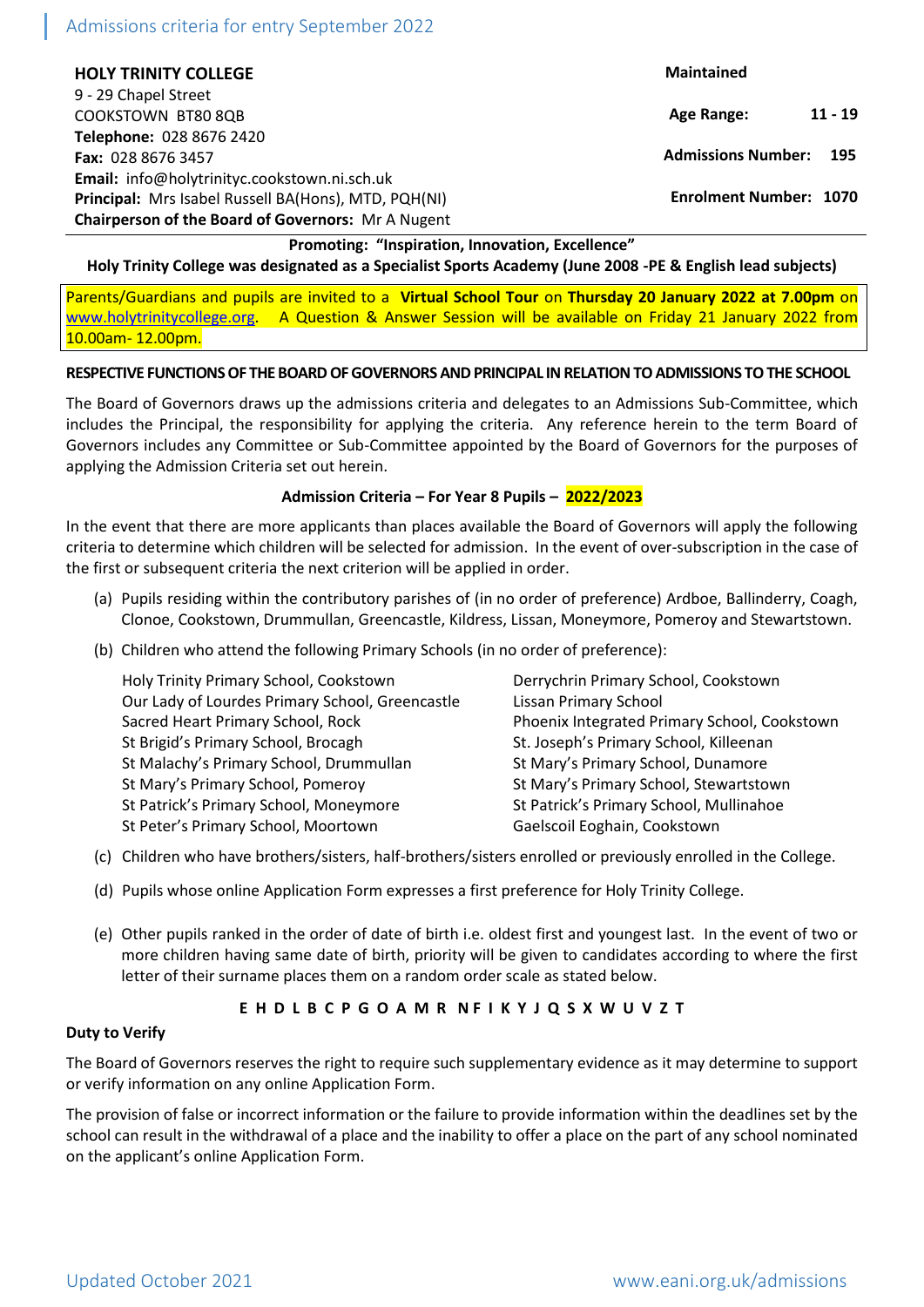Admissions criteria for entry September 2022

## HOLY TRINITY COLLEGE

9 - 29 Chapel Street
COOKSTOWN BT80 8QB
**Telephone:** 028 8676 2420
**Fax:** 028 8676 3457
**Email:** info@holytrinityc.cookstown.ni.sch.uk
**Principal:** Mrs Isabel Russell BA(Hons), MTD, PQH(NI)
**Chairperson of the Board of Governors:** Mr A Nugent

**Maintained**

**Age Range:** 11 - 19

**Admissions Number:** 195

**Enrolment Number:** 1070

**Promoting: "Inspiration, Innovation, Excellence"**

**Holy Trinity College was designated as a Specialist Sports Academy (June 2008 -PE & English lead subjects)**

Parents/Guardians and pupils are invited to a **Virtual School Tour** on **Thursday 20 January 2022 at 7.00pm** on www.holytrinitycollege.org. A Question & Answer Session will be available on Friday 21 January 2022 from 10.00am- 12.00pm.

**RESPECTIVE FUNCTIONS OF THE BOARD OF GOVERNORS AND PRINCIPAL IN RELATION TO ADMISSIONS TO THE SCHOOL**

The Board of Governors draws up the admissions criteria and delegates to an Admissions Sub-Committee, which includes the Principal, the responsibility for applying the criteria. Any reference herein to the term Board of Governors includes any Committee or Sub-Committee appointed by the Board of Governors for the purposes of applying the Admission Criteria set out herein.

**Admission Criteria – For Year 8 Pupils – 2022/2023**

In the event that there are more applicants than places available the Board of Governors will apply the following criteria to determine which children will be selected for admission. In the event of over-subscription in the case of the first or subsequent criteria the next criterion will be applied in order.

(a) Pupils residing within the contributory parishes of (in no order of preference) Ardboe, Ballinderry, Coagh, Clonoe, Cookstown, Drummullan, Greencastle, Kildress, Lissan, Moneymore, Pomeroy and Stewartstown.

(b) Children who attend the following Primary Schools (in no order of preference):

- Holy Trinity Primary School, Cookstown
- Our Lady of Lourdes Primary School, Greencastle
- Sacred Heart Primary School, Rock
- St Brigid's Primary School, Brocagh
- St Malachy's Primary School, Drummullan
- St Mary's Primary School, Pomeroy
- St Patrick's Primary School, Moneymore
- St Peter's Primary School, Moortown
- Derrychrin Primary School, Cookstown
- Lissan Primary School
- Phoenix Integrated Primary School, Cookstown
- St. Joseph's Primary School, Killeenan
- St Mary's Primary School, Dunamore
- St Mary's Primary School, Stewartstown
- St Patrick's Primary School, Mullinahoe
- Gaelscoil Eoghain, Cookstown

(c) Children who have brothers/sisters, half-brothers/sisters enrolled or previously enrolled in the College.

(d) Pupils whose online Application Form expresses a first preference for Holy Trinity College.

(e) Other pupils ranked in the order of date of birth i.e. oldest first and youngest last. In the event of two or more children having same date of birth, priority will be given to candidates according to where the first letter of their surname places them on a random order scale as stated below.

**E H D L B C P G O A M R N F I K Y J Q S X W U V Z T**

**Duty to Verify**

The Board of Governors reserves the right to require such supplementary evidence as it may determine to support or verify information on any online Application Form.

The provision of false or incorrect information or the failure to provide information within the deadlines set by the school can result in the withdrawal of a place and the inability to offer a place on the part of any school nominated on the applicant's online Application Form.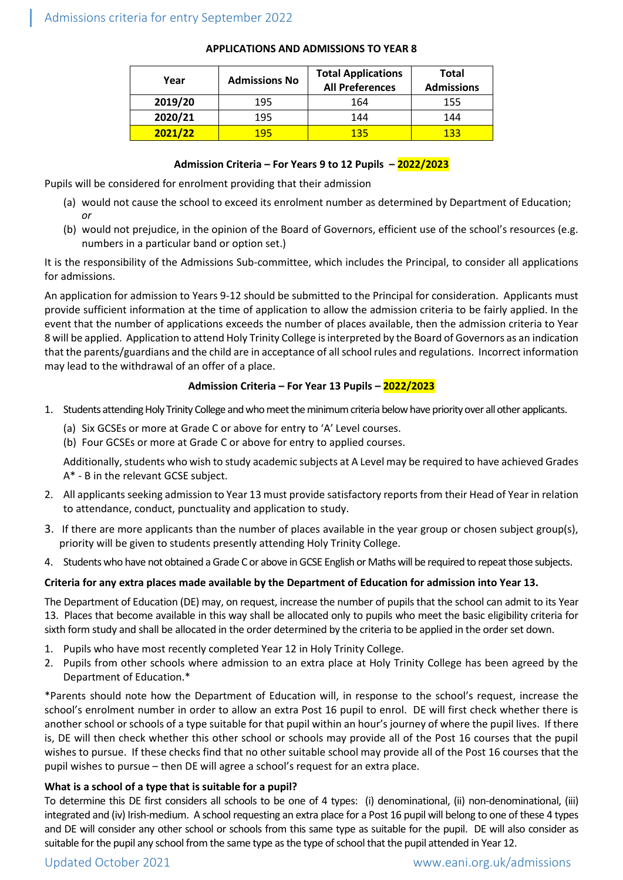## APPLICATIONS AND ADMISSIONS TO YEAR 8

| Year | Admissions No | Total Applications All Preferences | Total Admissions |
|---|---|---|---|
| **2019/20** | 195 | 164 | 155 |
| **2020/21** | 195 | 144 | 144 |
| **2021/22** | 195 | 135 | 133 |

### Admission Criteria – For Years 9 to 12 Pupils – 2022/2023

Pupils will be considered for enrolment providing that their admission

(a) would not cause the school to exceed its enrolment number as determined by Department of Education; *or*

(b) would not prejudice, in the opinion of the Board of Governors, efficient use of the school's resources (e.g. numbers in a particular band or option set.)

It is the responsibility of the Admissions Sub-committee, which includes the Principal, to consider all applications for admissions.

An application for admission to Years 9-12 should be submitted to the Principal for consideration. Applicants must provide sufficient information at the time of application to allow the admission criteria to be fairly applied. In the event that the number of applications exceeds the number of places available, then the admission criteria to Year 8 will be applied. Application to attend Holy Trinity College is interpreted by the Board of Governors as an indication that the parents/guardians and the child are in acceptance of all school rules and regulations. Incorrect information may lead to the withdrawal of an offer of a place.

### Admission Criteria – For Year 13 Pupils – 2022/2023

1. Students attending Holy Trinity College and who meet the minimum criteria below have priority over all other applicants.
   (a) Six GCSEs or more at Grade C or above for entry to 'A' Level courses.
   (b) Four GCSEs or more at Grade C or above for entry to applied courses.

   Additionally, students who wish to study academic subjects at A Level may be required to have achieved Grades A* - B in the relevant GCSE subject.
2. All applicants seeking admission to Year 13 must provide satisfactory reports from their Head of Year in relation to attendance, conduct, punctuality and application to study.
3. If there are more applicants than the number of places available in the year group or chosen subject group(s), priority will be given to students presently attending Holy Trinity College.
4. Students who have not obtained a Grade C or above in GCSE English or Maths will be required to repeat those subjects.

**Criteria for any extra places made available by the Department of Education for admission into Year 13.**

The Department of Education (DE) may, on request, increase the number of pupils that the school can admit to its Year 13. Places that become available in this way shall be allocated only to pupils who meet the basic eligibility criteria for sixth form study and shall be allocated in the order determined by the criteria to be applied in the order set down.

1. Pupils who have most recently completed Year 12 in Holy Trinity College.
2. Pupils from other schools where admission to an extra place at Holy Trinity College has been agreed by the Department of Education.*

*Parents should note how the Department of Education will, in response to the school's request, increase the school's enrolment number in order to allow an extra Post 16 pupil to enrol. DE will first check whether there is another school or schools of a type suitable for that pupil within an hour's journey of where the pupil lives. If there is, DE will then check whether this other school or schools may provide all of the Post 16 courses that the pupil wishes to pursue. If these checks find that no other suitable school may provide all of the Post 16 courses that the pupil wishes to pursue – then DE will agree a school's request for an extra place.

**What is a school of a type that is suitable for a pupil?**

To determine this DE first considers all schools to be one of 4 types: (i) denominational, (ii) non-denominational, (iii) integrated and (iv) Irish-medium. A school requesting an extra place for a Post 16 pupil will belong to one of these 4 types and DE will consider any other school or schools from this same type as suitable for the pupil. DE will also consider as suitable for the pupil any school from the same type as the type of school that the pupil attended in Year 12.